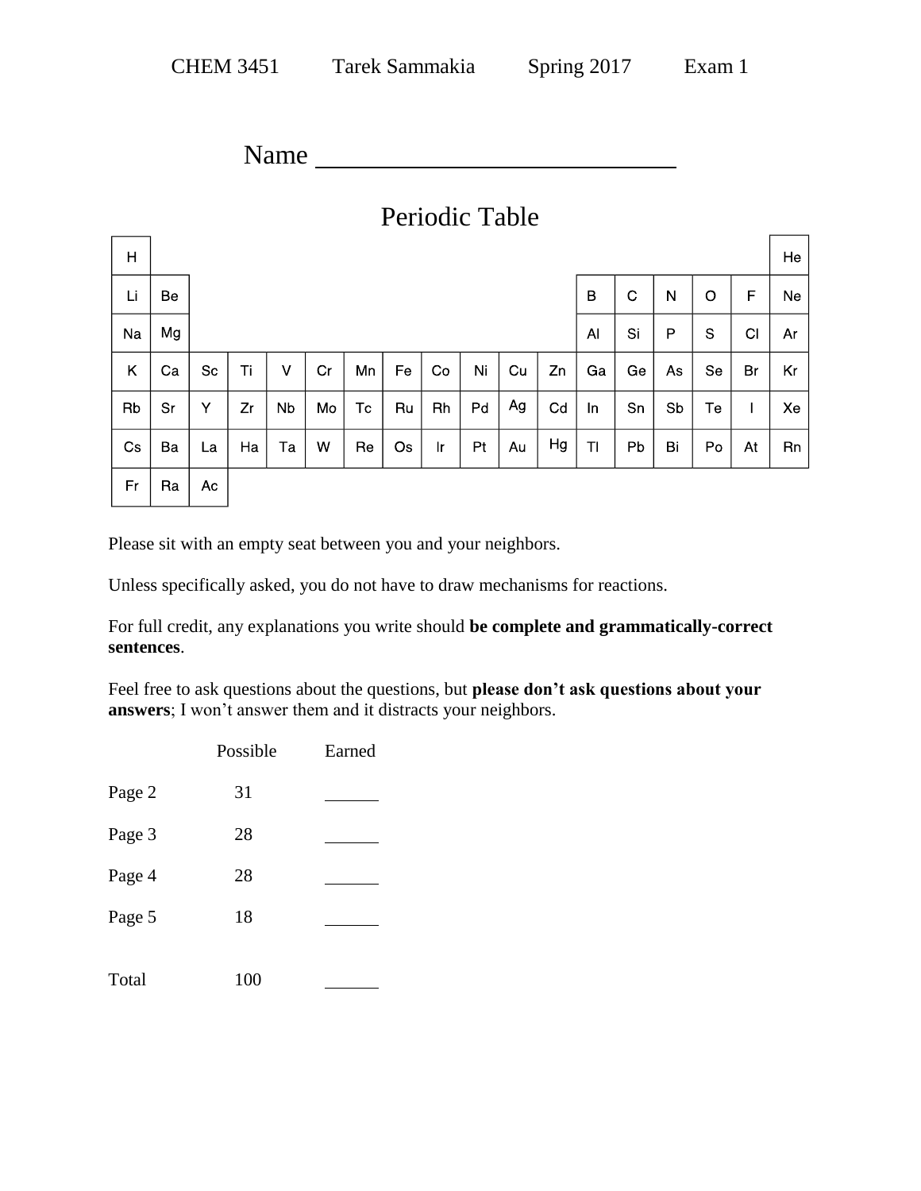CHEM 3451 Tarek Sammakia Spring 2017 Exam 1

Name ____________________________

# Periodic Table

| H | | | | | | | | | | | | | | | | | He |
|---|---|---|---|---|---|---|---|---|---|---|---|---|---|---|---|---|---|
| Li | Be | | | | | | | | | | | B | C | N | O | F | Ne |
| Na | Mg | | | | | | | | | | | Al | Si | P | S | Cl | Ar |
| K | Ca | Sc | Ti | V | Cr | Mn | Fe | Co | Ni | Cu | Zn | Ga | Ge | As | Se | Br | Kr |
| Rb | Sr | Y | Zr | Nb | Mo | Tc | Ru | Rh | Pd | Ag | Cd | In | Sn | Sb | Te | I | Xe |
| Cs | Ba | La | Ha | Ta | W | Re | Os | Ir | Pt | Au | Hg | Tl | Pb | Bi | Po | At | Rn |
| Fr | Ra | Ac | | | | | | | | | | | | | | | |

Please sit with an empty seat between you and your neighbors.

Unless specifically asked, you do not have to draw mechanisms for reactions.

For full credit, any explanations you write should **be complete and grammatically-correct sentences**.

Feel free to ask questions about the questions, but **please don't ask questions about your answers**; I won't answer them and it distracts your neighbors.

| | Possible | Earned |
|---|---|---|
| Page 2 | 31 | ______ |
| Page 3 | 28 | ______ |
| Page 4 | 28 | ______ |
| Page 5 | 18 | ______ |
| Total | 100 | ______ |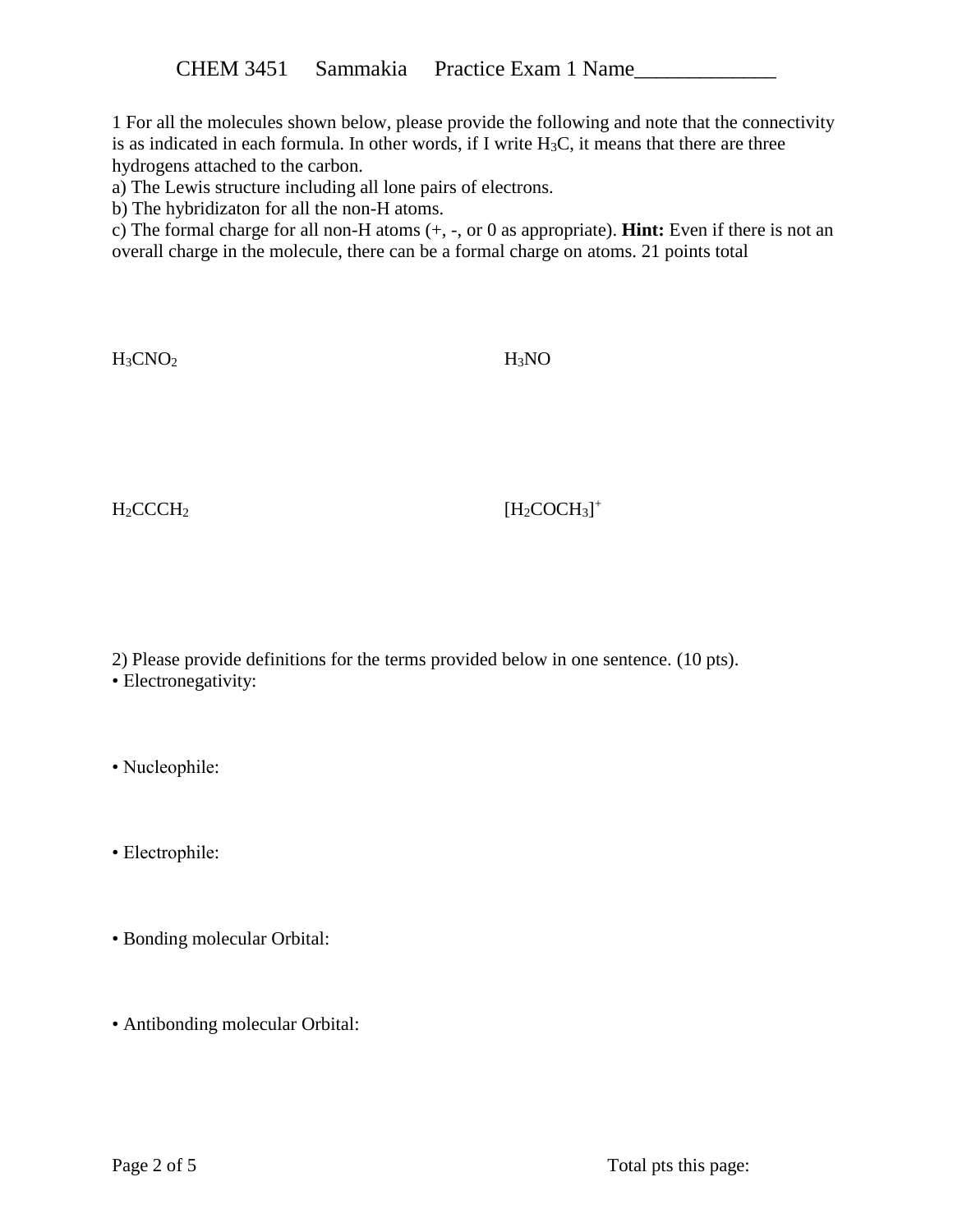CHEM 3451 Sammakia Practice Exam 1 Name_____________

1 For all the molecules shown below, please provide the following and note that the connectivity is as indicated in each formula. In other words, if I write $H_3C$, it means that there are three hydrogens attached to the carbon.

a) The Lewis structure including all lone pairs of electrons.

b) The hybridizaton for all the non-H atoms.

c) The formal charge for all non-H atoms (+, -, or 0 as appropriate). **Hint:** Even if there is not an overall charge in the molecule, there can be a formal charge on atoms. 21 points total

$H_3CNO_2$

$H_3NO$

$H_2CCCH_2$

$[H_2COCH_3]^+$

2) Please provide definitions for the terms provided below in one sentence. (10 pts).

- Electronegativity:

- Nucleophile:

- Electrophile:

- Bonding molecular Orbital:

- Antibonding molecular Orbital:

Total pts this page: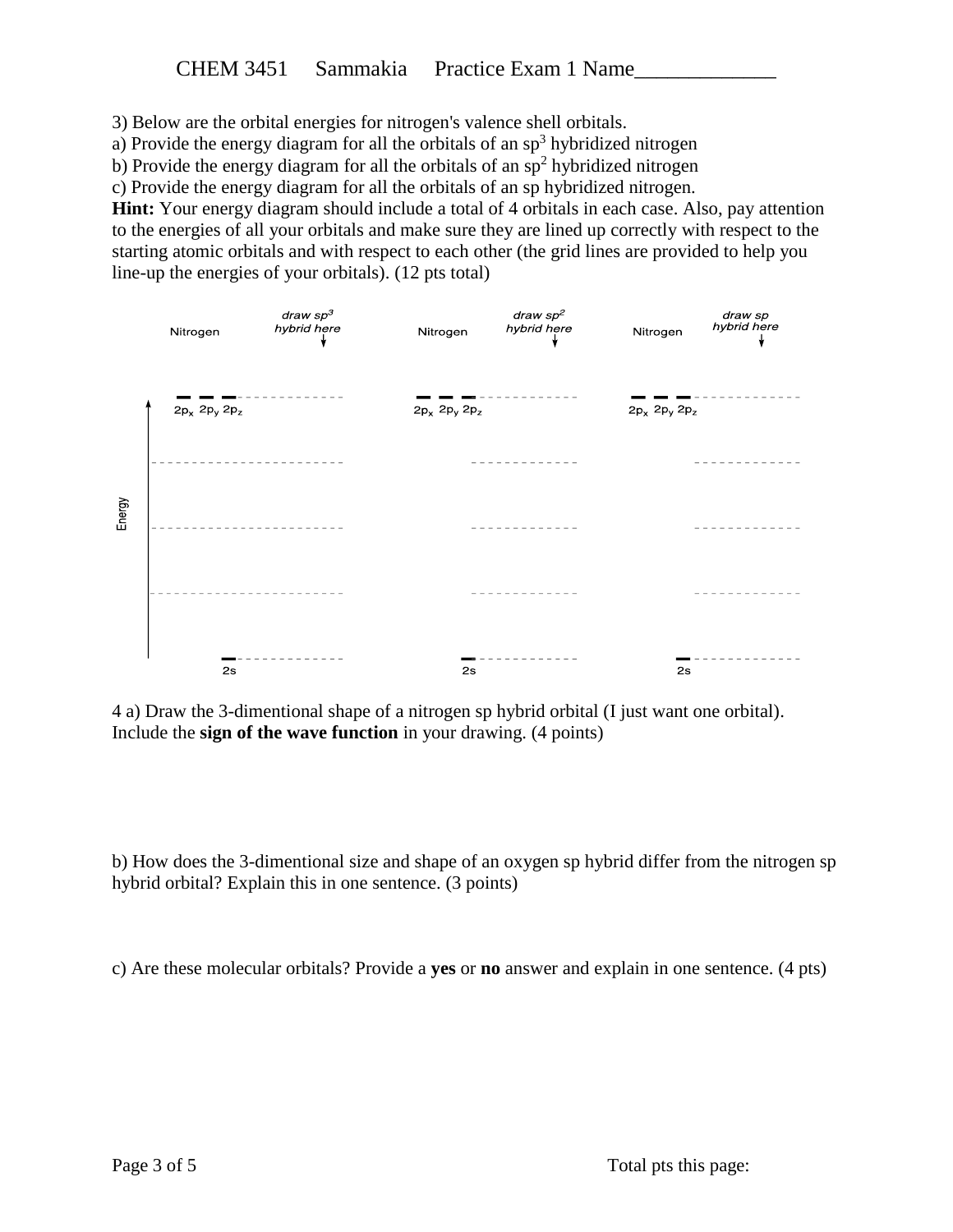CHEM 3451 Sammakia Practice Exam 1 Name_____________

3) Below are the orbital energies for nitrogen's valence shell orbitals.
a) Provide the energy diagram for all the orbitals of an $sp^3$ hybridized nitrogen
b) Provide the energy diagram for all the orbitals of an $sp^2$ hybridized nitrogen
c) Provide the energy diagram for all the orbitals of an sp hybridized nitrogen.
**Hint:** Your energy diagram should include a total of 4 orbitals in each case. Also, pay attention to the energies of all your orbitals and make sure they are lined up correctly with respect to the starting atomic orbitals and with respect to each other (the grid lines are provided to help you line-up the energies of your orbitals). (12 pts total)

Nitrogen — *draw $sp^3$ hybrid here* ↓

Nitrogen — *draw $sp^2$ hybrid here* ↓

Nitrogen — *draw sp hybrid here* ↓

Energy

$2p_x$ $2p_y$ $2p_z$ $2p_x$ $2p_y$ $2p_z$ $2p_x$ $2p_y$ $2p_z$

2s 2s 2s

4 a) Draw the 3-dimentional shape of a nitrogen sp hybrid orbital (I just want one orbital). Include the **sign of the wave function** in your drawing. (4 points)

b) How does the 3-dimentional size and shape of an oxygen sp hybrid differ from the nitrogen sp hybrid orbital? Explain this in one sentence. (3 points)

c) Are these molecular orbitals? Provide a **yes** or **no** answer and explain in one sentence. (4 pts)

Total pts this page: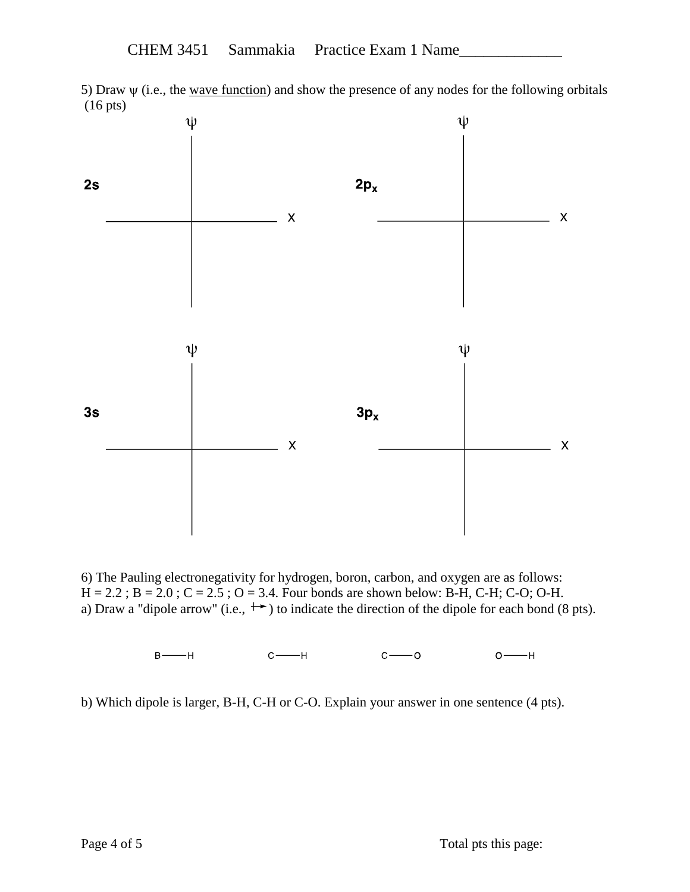5) Draw ψ (i.e., the wave function) and show the presence of any nodes for the following orbitals (16 pts)

ψ

**2s**

x

ψ

**$2p_x$**

x

ψ

**3s**

x

ψ

**$3p_x$**

x

6) The Pauling electronegativity for hydrogen, boron, carbon, and oxygen are as follows: H = 2.2 ; B = 2.0 ; C = 2.5 ; O = 3.4. Four bonds are shown below: B-H, C-H; C-O; O-H.

a) Draw a "dipole arrow" (i.e., +→) to indicate the direction of the dipole for each bond (8 pts).

B——H        C——H        C——O        O——H

b) Which dipole is larger, B-H, C-H or C-O. Explain your answer in one sentence (4 pts).

Total pts this page: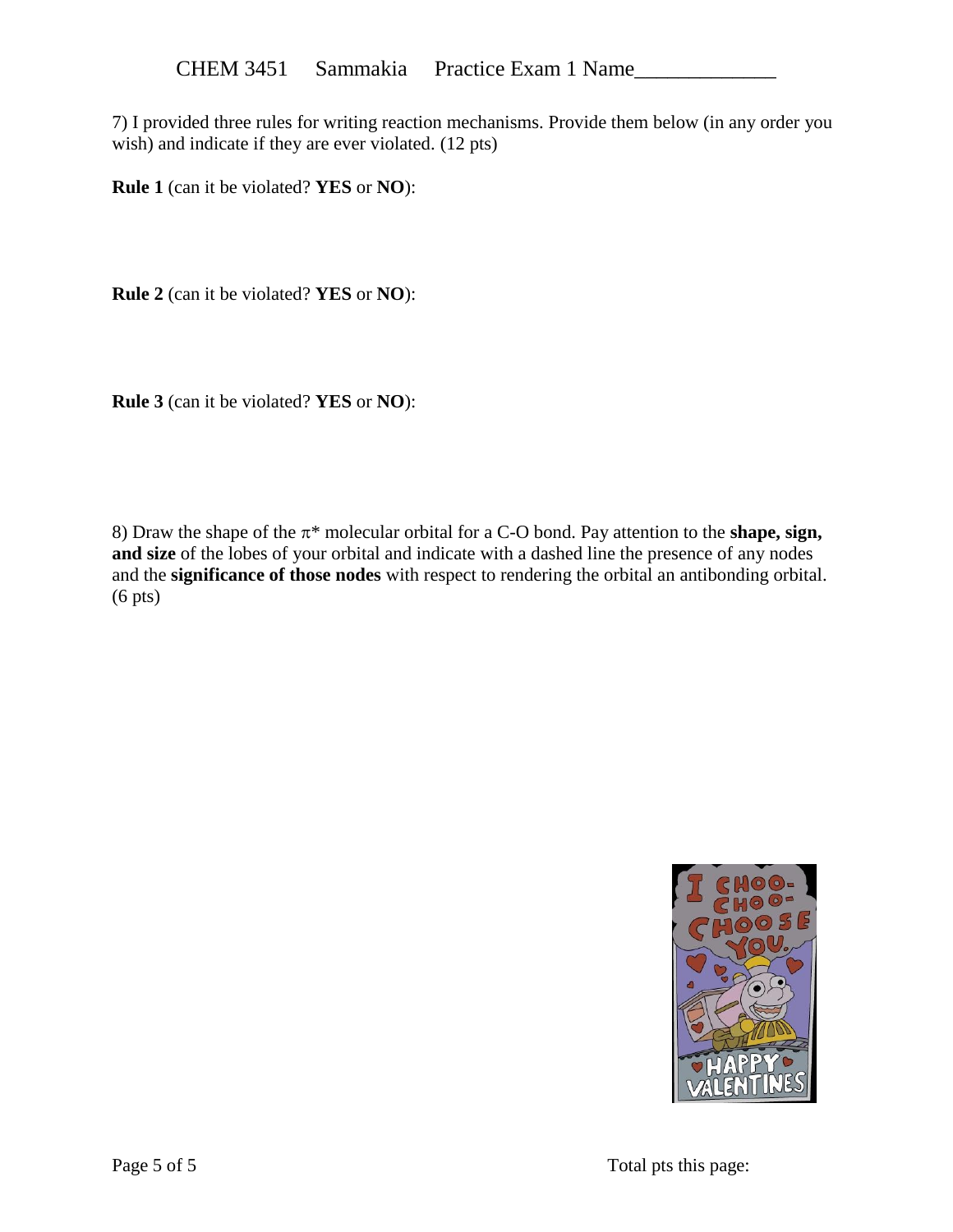7) I provided three rules for writing reaction mechanisms. Provide them below (in any order you wish) and indicate if they are ever violated. (12 pts)

**Rule 1** (can it be violated? **YES** or **NO**):

**Rule 2** (can it be violated? **YES** or **NO**):

**Rule 3** (can it be violated? **YES** or **NO**):

8) Draw the shape of the $\pi^*$ molecular orbital for a C-O bond. Pay attention to the **shape, sign, and size** of the lobes of your orbital and indicate with a dashed line the presence of any nodes and the **significance of those nodes** with respect to rendering the orbital an antibonding orbital. (6 pts)

Total pts this page: